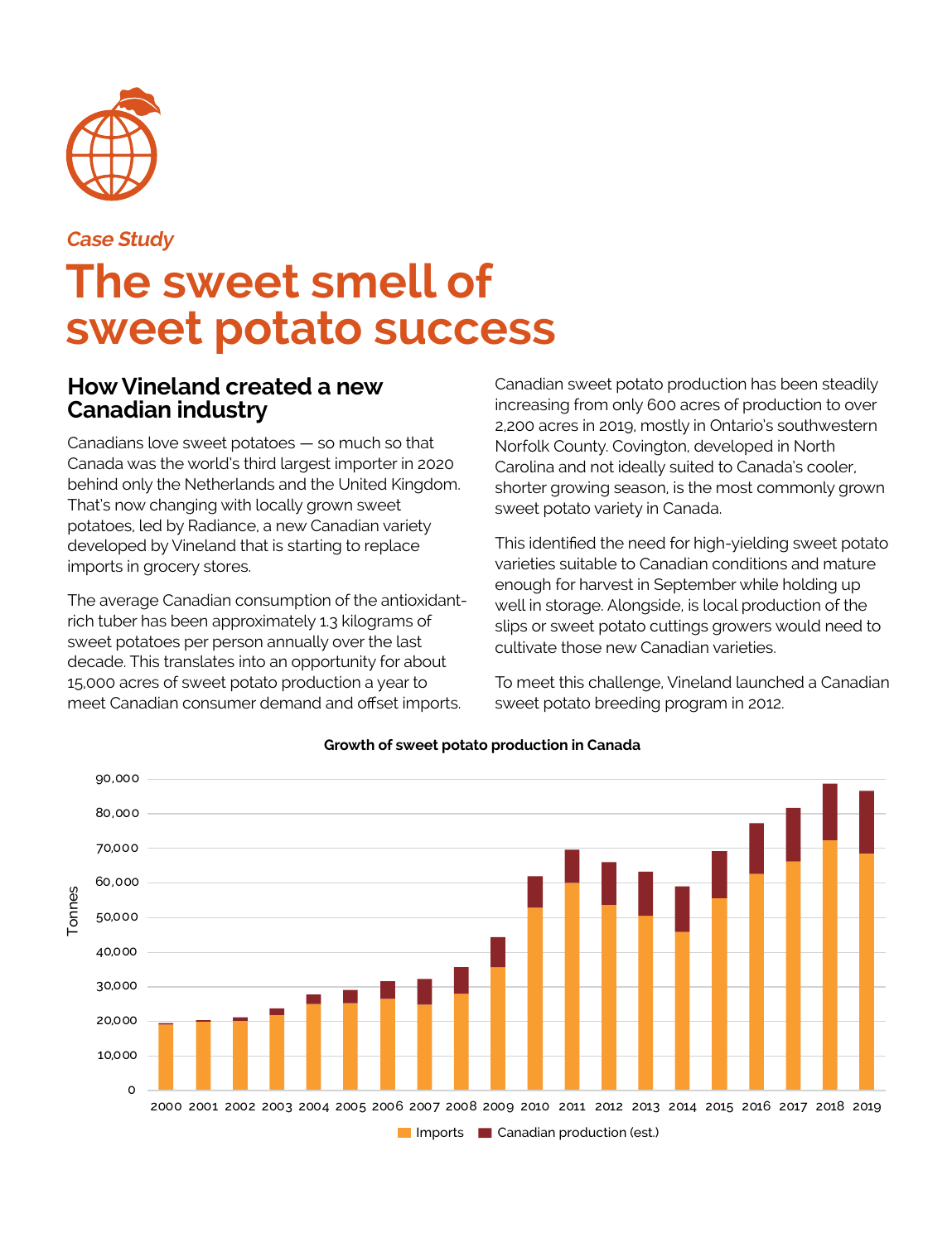*Case Study*

# The sweet smell of sweet potato success

## How Vineland created a new Canadian industry

Canadians love sweet potatoes — so much so that Canada was the world's third largest importer in 2020 behind only the Netherlands and the United Kingdom. That's now changing with locally grown sweet potatoes, led by Radiance, a new Canadian variety developed by Vineland that is starting to replace imports in grocery stores.

The average Canadian consumption of the antioxidant-rich tuber has been approximately 1.3 kilograms of sweet potatoes per person annually over the last decade. This translates into an opportunity for about 15,000 acres of sweet potato production a year to meet Canadian consumer demand and offset imports.

Canadian sweet potato production has been steadily increasing from only 600 acres of production to over 2,200 acres in 2019, mostly in Ontario's southwestern Norfolk County. Covington, developed in North Carolina and not ideally suited to Canada's cooler, shorter growing season, is the most commonly grown sweet potato variety in Canada.

This identified the need for high-yielding sweet potato varieties suitable to Canadian conditions and mature enough for harvest in September while holding up well in storage. Alongside, is local production of the slips or sweet potato cuttings growers would need to cultivate those new Canadian varieties.

To meet this challenge, Vineland launched a Canadian sweet potato breeding program in 2012.

**Growth of sweet potato production in Canada**

Tonnes (0–90,000), 2000–2019; legend: Imports, Canadian production (est.)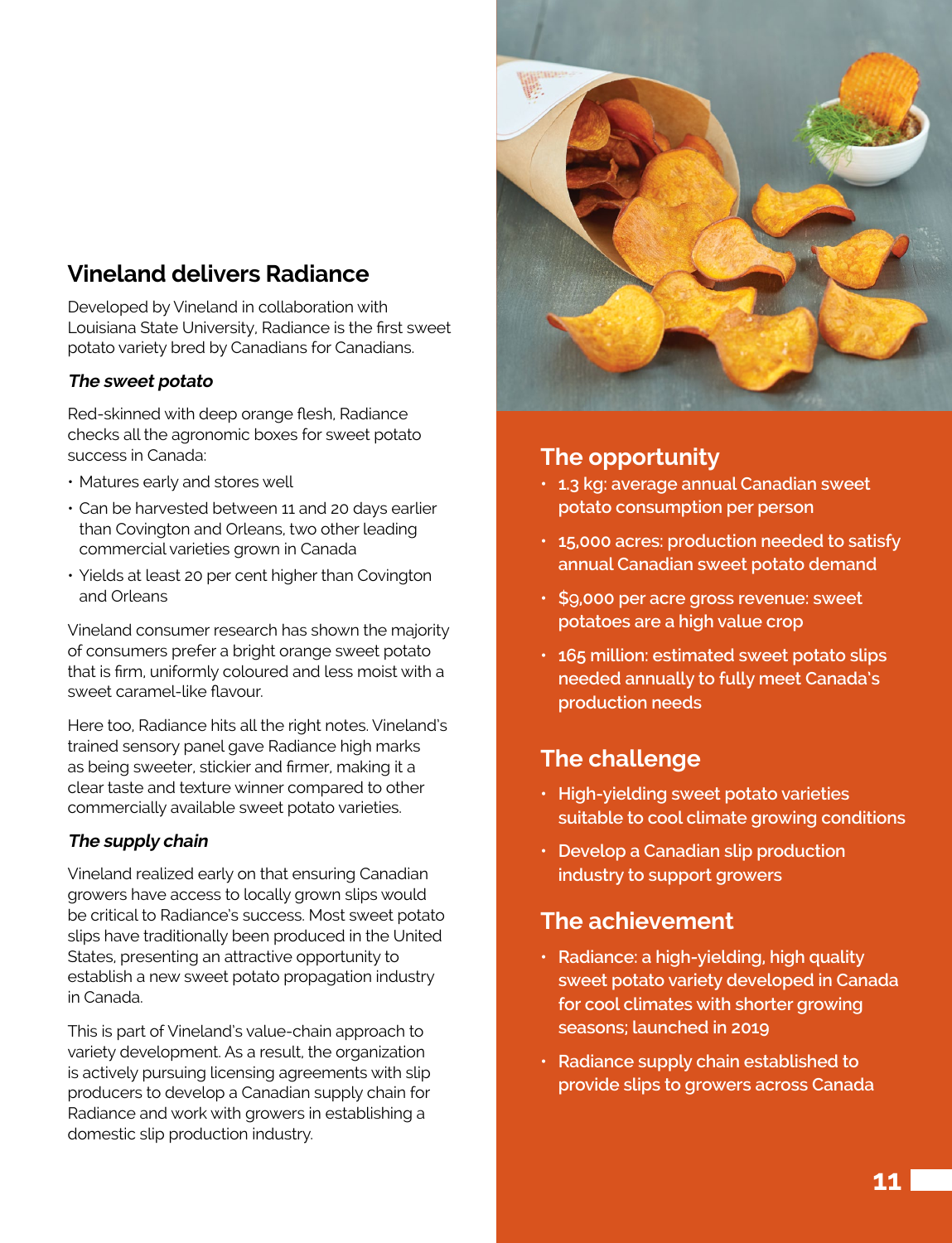## Vineland delivers Radiance

Developed by Vineland in collaboration with Louisiana State University, Radiance is the first sweet potato variety bred by Canadians for Canadians.

### *The sweet potato*

Red-skinned with deep orange flesh, Radiance checks all the agronomic boxes for sweet potato success in Canada:

- Matures early and stores well
- Can be harvested between 11 and 20 days earlier than Covington and Orleans, two other leading commercial varieties grown in Canada
- Yields at least 20 per cent higher than Covington and Orleans

Vineland consumer research has shown the majority of consumers prefer a bright orange sweet potato that is firm, uniformly coloured and less moist with a sweet caramel-like flavour.

Here too, Radiance hits all the right notes. Vineland's trained sensory panel gave Radiance high marks as being sweeter, stickier and firmer, making it a clear taste and texture winner compared to other commercially available sweet potato varieties.

### *The supply chain*

Vineland realized early on that ensuring Canadian growers have access to locally grown slips would be critical to Radiance's success. Most sweet potato slips have traditionally been produced in the United States, presenting an attractive opportunity to establish a new sweet potato propagation industry in Canada.

This is part of Vineland's value-chain approach to variety development. As a result, the organization is actively pursuing licensing agreements with slip producers to develop a Canadian supply chain for Radiance and work with growers in establishing a domestic slip production industry.

## The opportunity

- 1.3 kg: average annual Canadian sweet potato consumption per person
- 15,000 acres: production needed to satisfy annual Canadian sweet potato demand
- $9,000 per acre gross revenue: sweet potatoes are a high value crop
- 165 million: estimated sweet potato slips needed annually to fully meet Canada's production needs

## The challenge

- High-yielding sweet potato varieties suitable to cool climate growing conditions
- Develop a Canadian slip production industry to support growers

## The achievement

- Radiance: a high-yielding, high quality sweet potato variety developed in Canada for cool climates with shorter growing seasons; launched in 2019
- Radiance supply chain established to provide slips to growers across Canada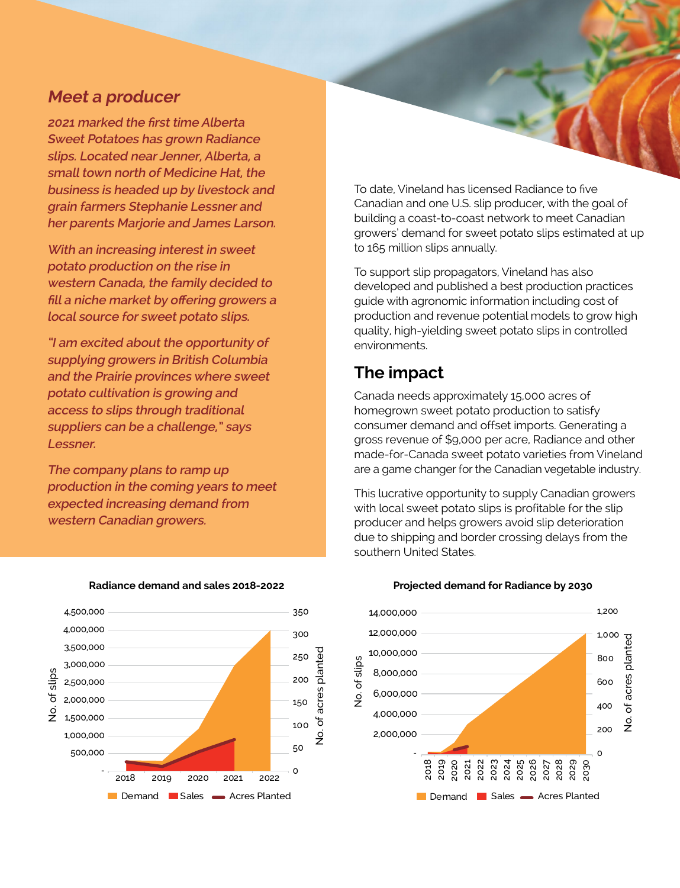## *Meet a producer*

*2021 marked the first time Alberta Sweet Potatoes has grown Radiance slips. Located near Jenner, Alberta, a small town north of Medicine Hat, the business is headed up by livestock and grain farmers Stephanie Lessner and her parents Marjorie and James Larson.*

*With an increasing interest in sweet potato production on the rise in western Canada, the family decided to fill a niche market by offering growers a local source for sweet potato slips.*

*"I am excited about the opportunity of supplying growers in British Columbia and the Prairie provinces where sweet potato cultivation is growing and access to slips through traditional suppliers can be a challenge," says Lessner.*

*The company plans to ramp up production in the coming years to meet expected increasing demand from western Canadian growers.*

To date, Vineland has licensed Radiance to five Canadian and one U.S. slip producer, with the goal of building a coast-to-coast network to meet Canadian growers' demand for sweet potato slips estimated at up to 165 million slips annually.

To support slip propagators, Vineland has also developed and published a best production practices guide with agronomic information including cost of production and revenue potential models to grow high quality, high-yielding sweet potato slips in controlled environments.

## The impact

Canada needs approximately 15,000 acres of homegrown sweet potato production to satisfy consumer demand and offset imports. Generating a gross revenue of $9,000 per acre, Radiance and other made-for-Canada sweet potato varieties from Vineland are a game changer for the Canadian vegetable industry.

This lucrative opportunity to supply Canadian growers with local sweet potato slips is profitable for the slip producer and helps growers avoid slip deterioration due to shipping and border crossing delays from the southern United States.

**Radiance demand and sales 2018-2022**

**Projected demand for Radiance by 2030**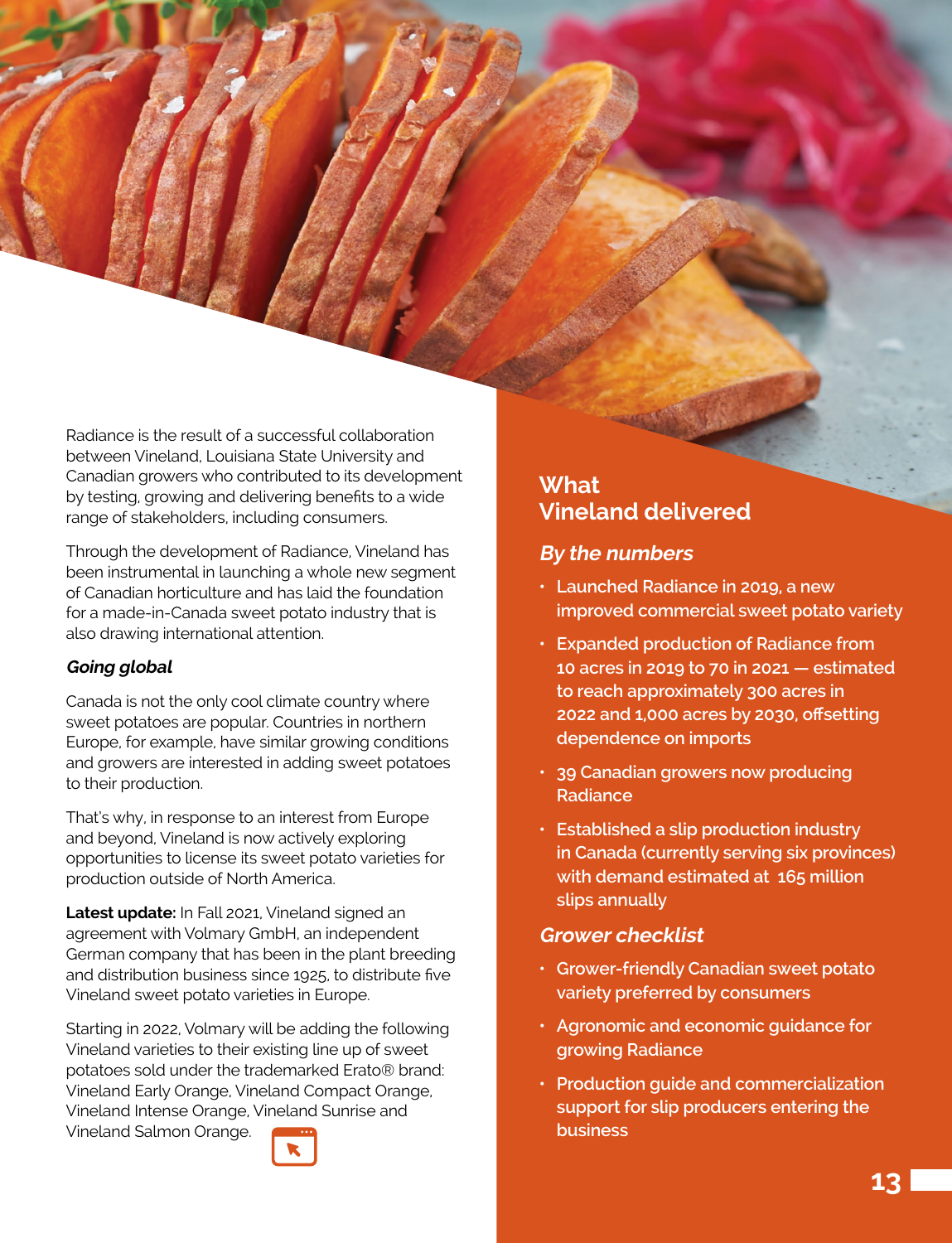Radiance is the result of a successful collaboration between Vineland, Louisiana State University and Canadian growers who contributed to its development by testing, growing and delivering benefits to a wide range of stakeholders, including consumers.

Through the development of Radiance, Vineland has been instrumental in launching a whole new segment of Canadian horticulture and has laid the foundation for a made-in-Canada sweet potato industry that is also drawing international attention.

***Going global***

Canada is not the only cool climate country where sweet potatoes are popular. Countries in northern Europe, for example, have similar growing conditions and growers are interested in adding sweet potatoes to their production.

That's why, in response to an interest from Europe and beyond, Vineland is now actively exploring opportunities to license its sweet potato varieties for production outside of North America.

**Latest update:** In Fall 2021, Vineland signed an agreement with Volmary GmbH, an independent German company that has been in the plant breeding and distribution business since 1925, to distribute five Vineland sweet potato varieties in Europe.

Starting in 2022, Volmary will be adding the following Vineland varieties to their existing line up of sweet potatoes sold under the trademarked Erato® brand: Vineland Early Orange, Vineland Compact Orange, Vineland Intense Orange, Vineland Sunrise and Vineland Salmon Orange.

## What Vineland delivered

### *By the numbers*

- Launched Radiance in 2019, a new improved commercial sweet potato variety
- Expanded production of Radiance from 10 acres in 2019 to 70 in 2021 — estimated to reach approximately 300 acres in 2022 and 1,000 acres by 2030, offsetting dependence on imports
- 39 Canadian growers now producing Radiance
- Established a slip production industry in Canada (currently serving six provinces) with demand estimated at 165 million slips annually

### *Grower checklist*

- Grower-friendly Canadian sweet potato variety preferred by consumers
- Agronomic and economic guidance for growing Radiance
- Production guide and commercialization support for slip producers entering the business